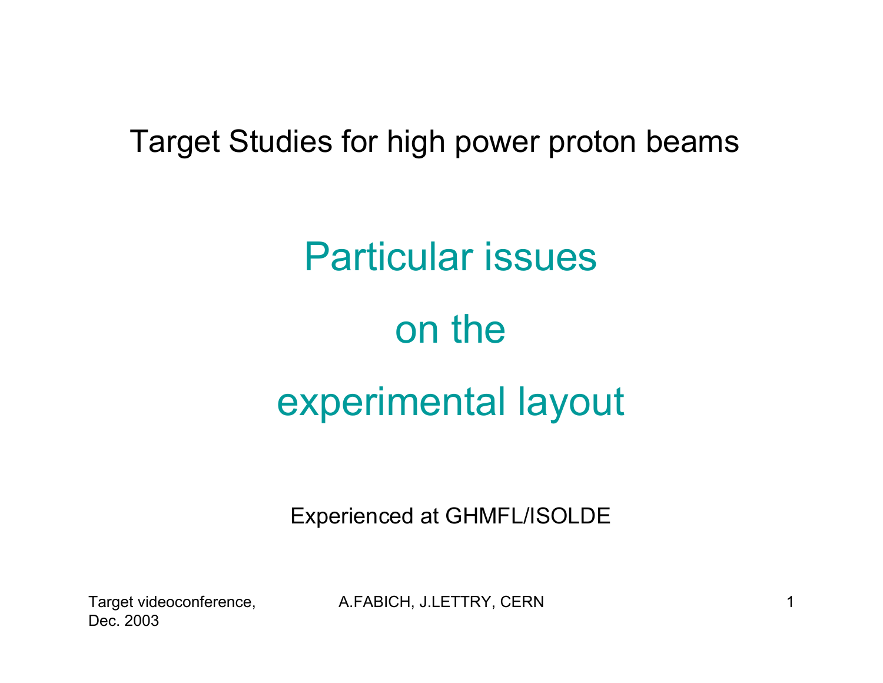# Target Studies for high power proton beams

## Particular issues

## on the

## experimental layout

Experienced at GHMFL/ISOLDE

Target videoconference, Dec. 2003

A.FABICH, J.LETTRY, CERN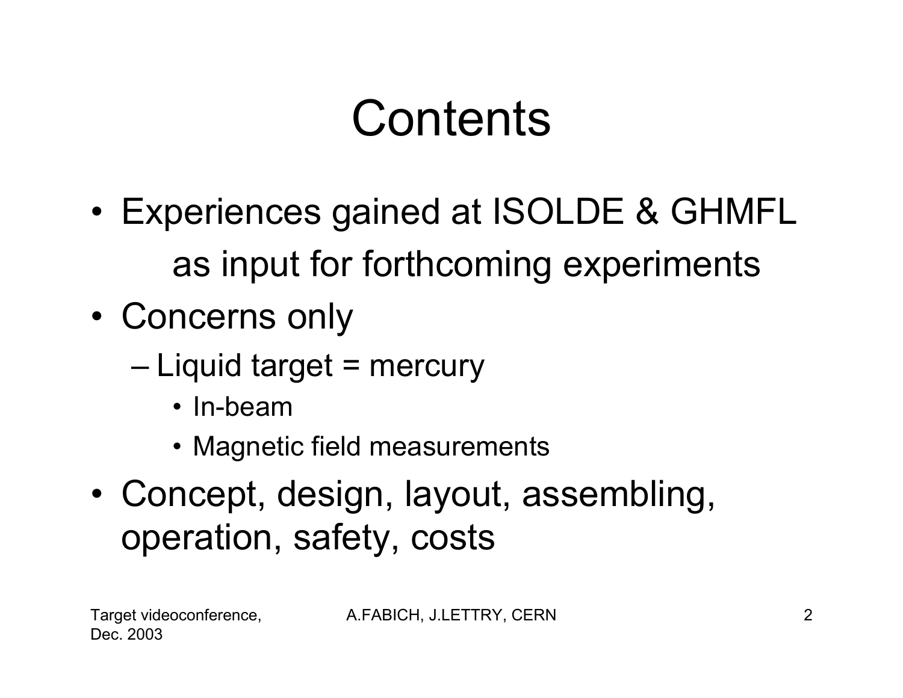# Contents

- Experiences gained at ISOLDE & GHMFL as input for forthcoming experiments
- Concerns only
  - Liquid target = mercury
    - In-beam
    - Magnetic field measurements
- Concept, design, layout, assembling, operation, safety, costs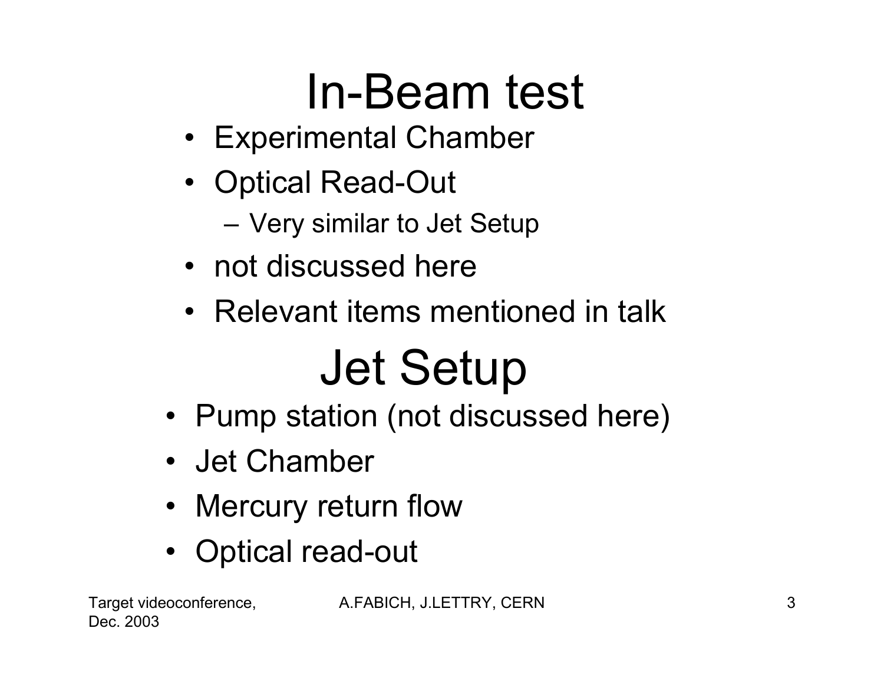# In-Beam test

- Experimental Chamber
- Optical Read-Out
  - Very similar to Jet Setup
- not discussed here
- Relevant items mentioned in talk

# Jet Setup

- Pump station (not discussed here)
- Jet Chamber
- Mercury return flow
- Optical read-out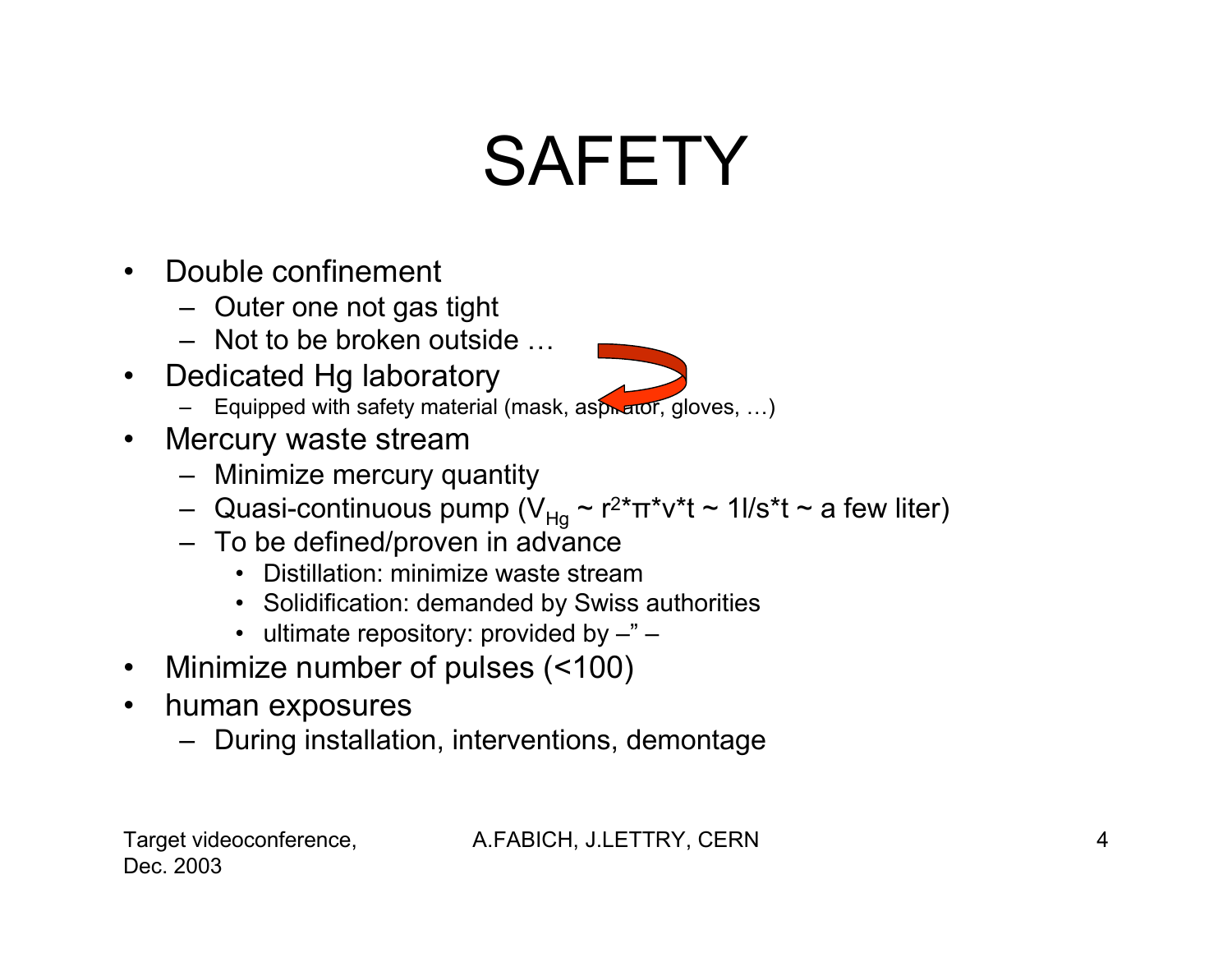# SAFETY

- Double confinement
  - Outer one not gas tight
  - Not to be broken outside …
- Dedicated Hg laboratory
  - Equipped with safety material (mask, aspirator, gloves, …)
- Mercury waste stream
  - Minimize mercury quantity
  - Quasi-continuous pump ($V_{Hg} \sim r^2 * \pi * v * t \sim 1 l/s * t \sim$ a few liter)
  - To be defined/proven in advance
    - Distillation: minimize waste stream
    - Solidification: demanded by Swiss authorities
    - ultimate repository: provided by –" –
- Minimize number of pulses (<100)
- human exposures
  - During installation, interventions, demontage

Target videoconference, Dec. 2003 A.FABICH, J.LETTRY, CERN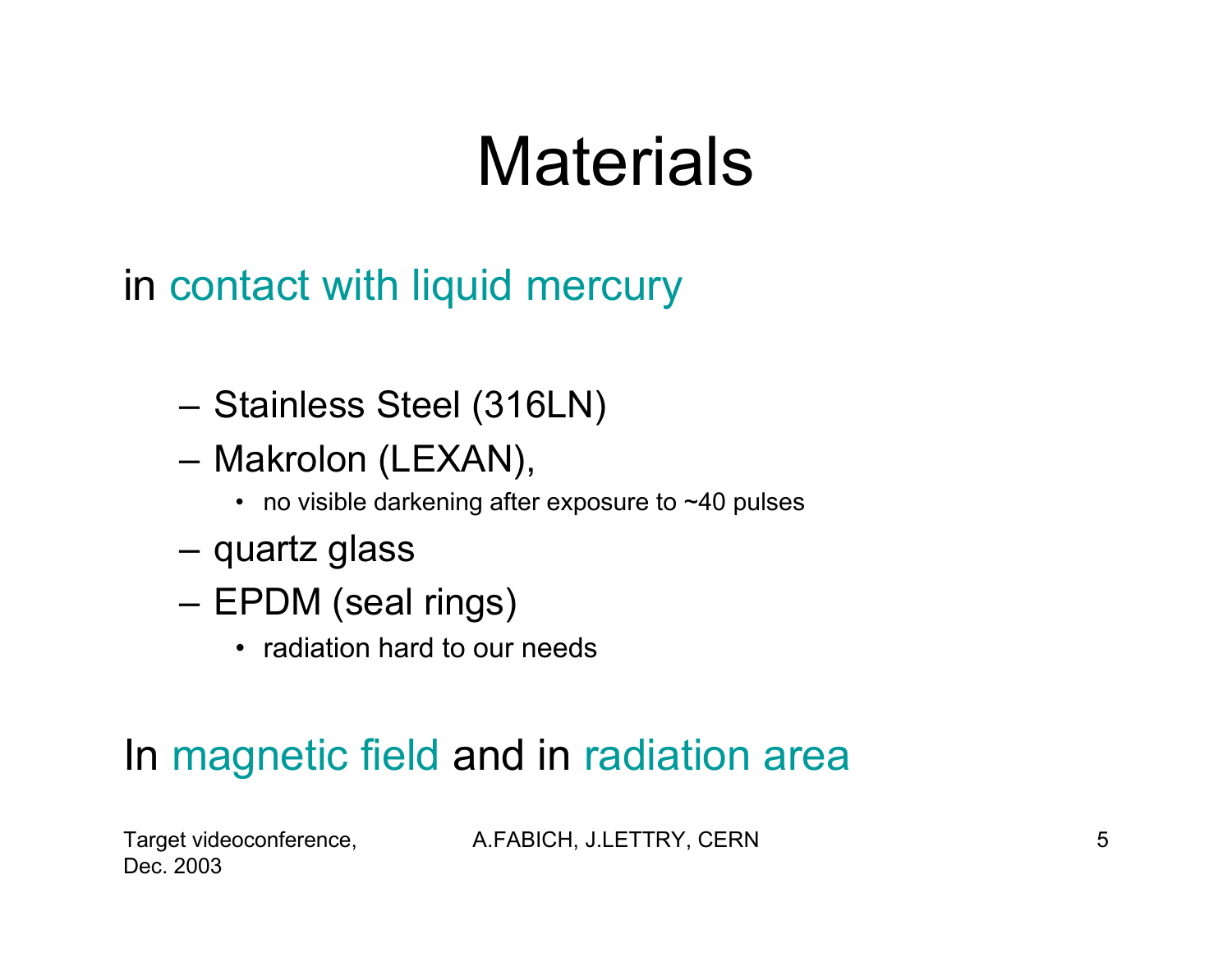# Materials

in contact with liquid mercury

- Stainless Steel (316LN)
- Makrolon (LEXAN),
  - no visible darkening after exposure to ~40 pulses
- quartz glass
- EPDM (seal rings)
  - radiation hard to our needs

In magnetic field and in radiation area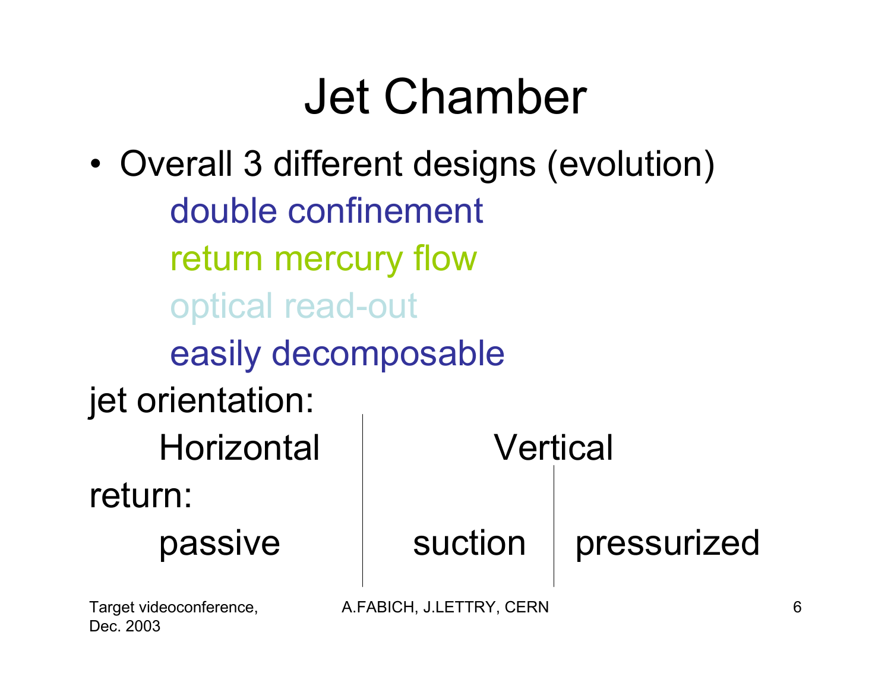# Jet Chamber

- Overall 3 different designs (evolution)
  - double confinement
  - return mercury flow
  - optical read-out
  - easily decomposable

| | | |
|---|---|---|
| jet orientation: | | |
| Horizontal | Vertical | |
| return: | | |
| passive | suction | pressurized |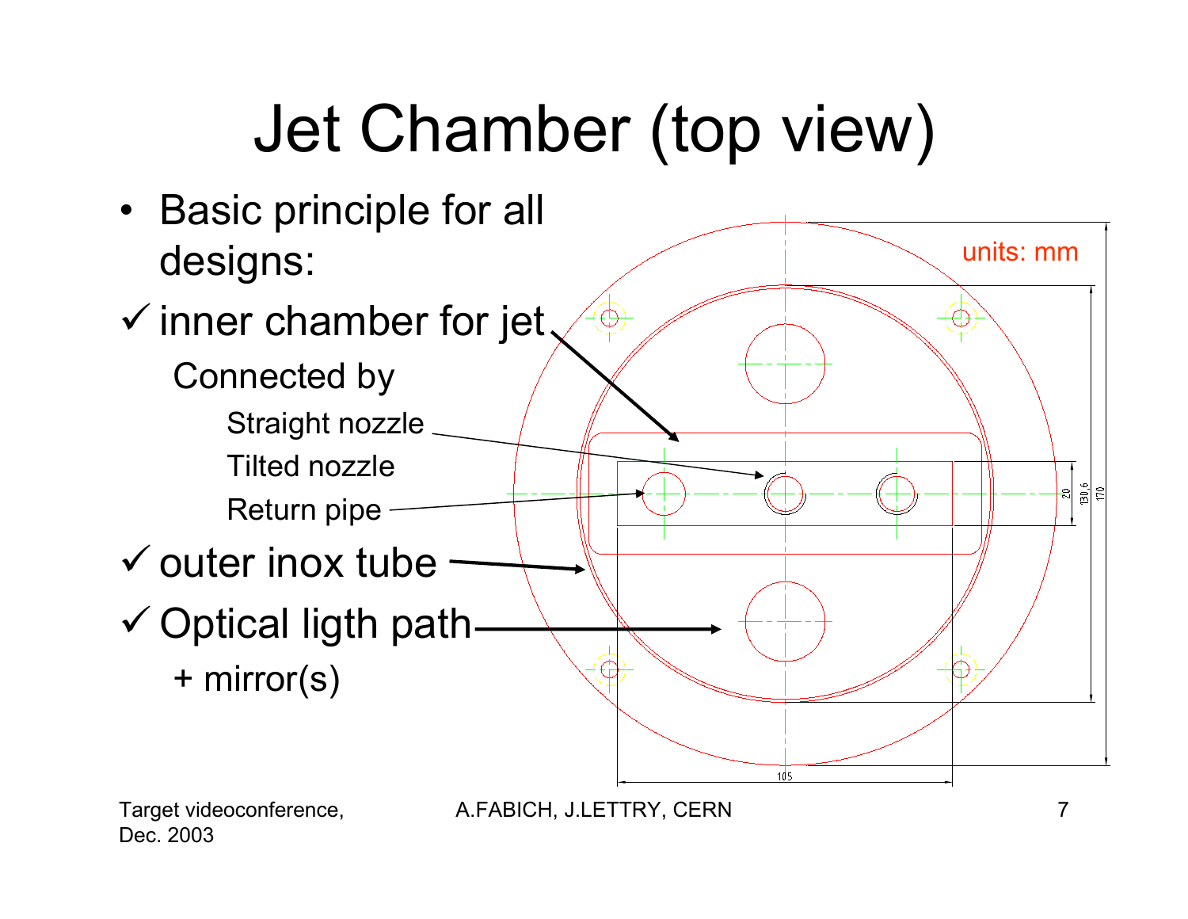# Jet Chamber (top view)

- Basic principle for all designs:

✓ inner chamber for jet

  Connected by

    Straight nozzle

    Tilted nozzle

    Return pipe

✓ outer inox tube

✓ Optical ligth path

  + mirror(s)

units: mm

20

130,6

170

105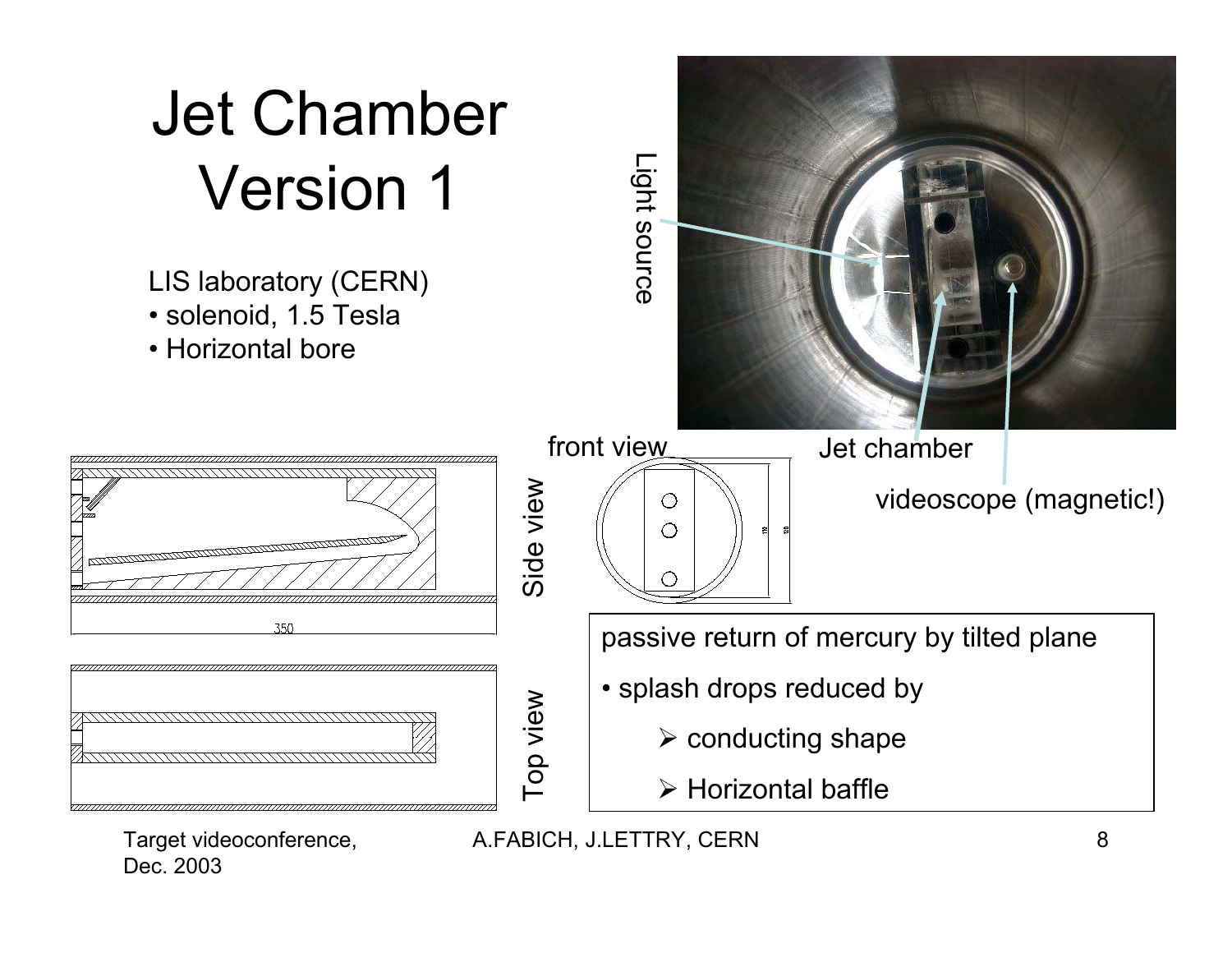# Jet Chamber Version 1

LIS laboratory (CERN)
- solenoid, 1.5 Tesla
- Horizontal bore

Light source

Jet chamber

videoscope (magnetic!)

front view

Side view

Top view

350

passive return of mercury by tilted plane

- splash drops reduced by
  - conducting shape
  - Horizontal baffle

Target videoconference, Dec. 2003

A.FABICH, J.LETTRY, CERN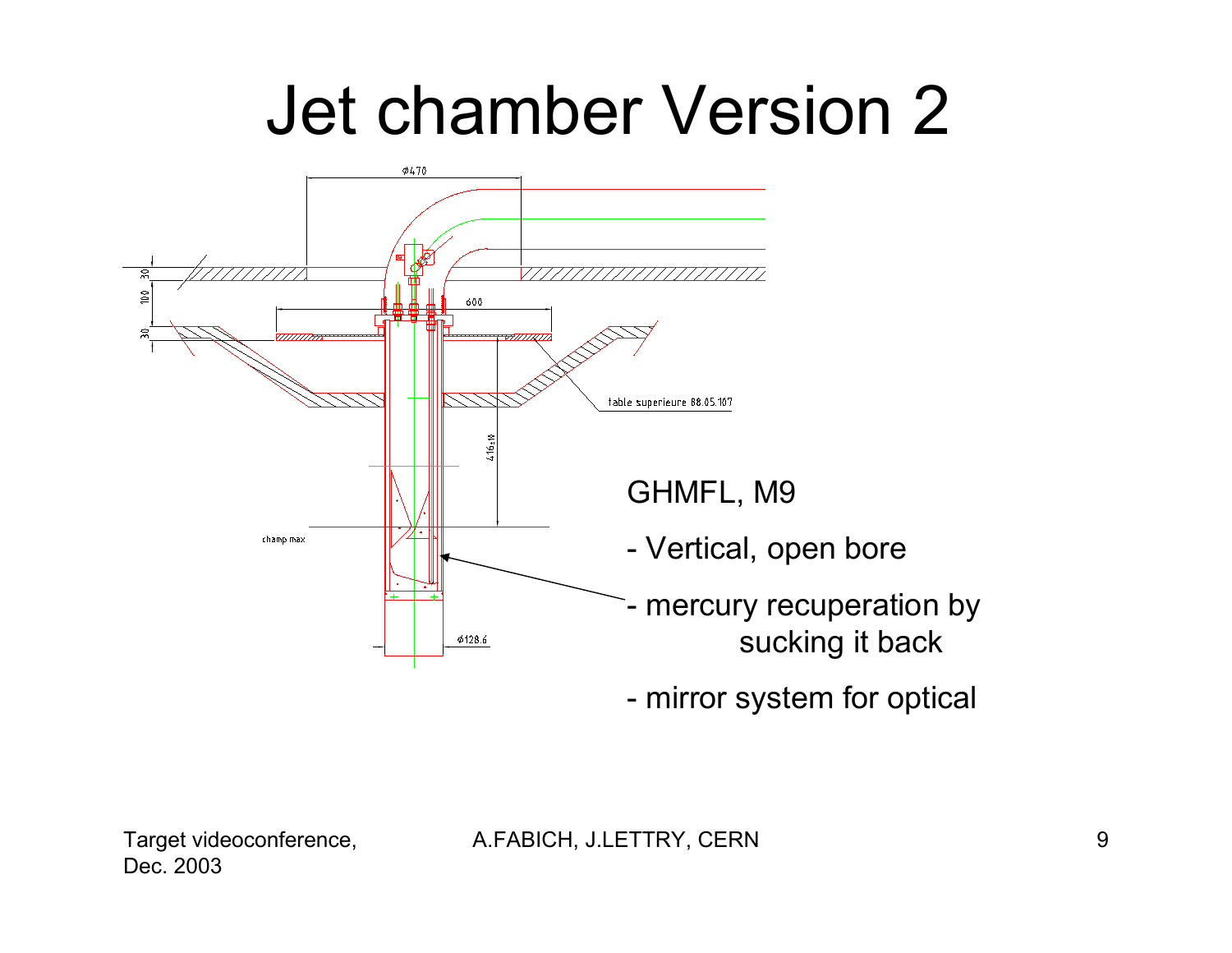# Jet chamber Version 2

GHMFL, M9

- Vertical, open bore
- mercury recuperation by sucking it back
- mirror system for optical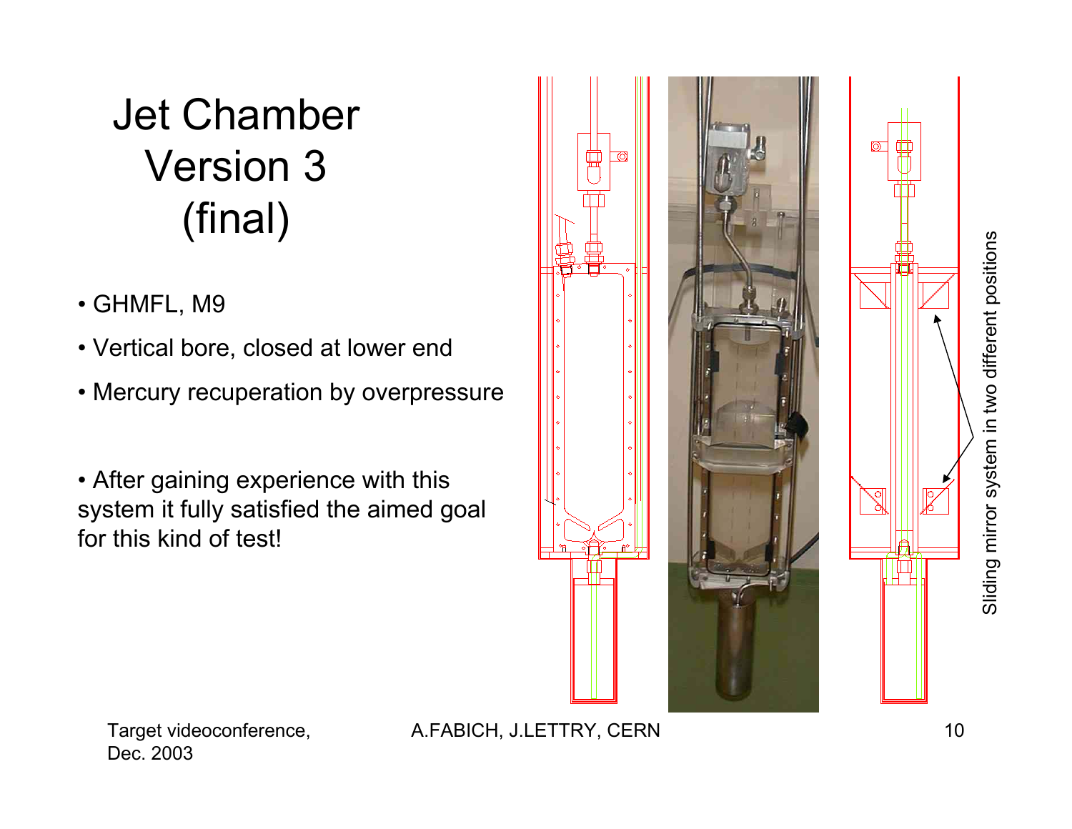# Jet Chamber Version 3 (final)

- GHMFL, M9
- Vertical bore, closed at lower end
- Mercury recuperation by overpressure

- After gaining experience with this system it fully satisfied the aimed goal for this kind of test!

Sliding mirror system in two different positions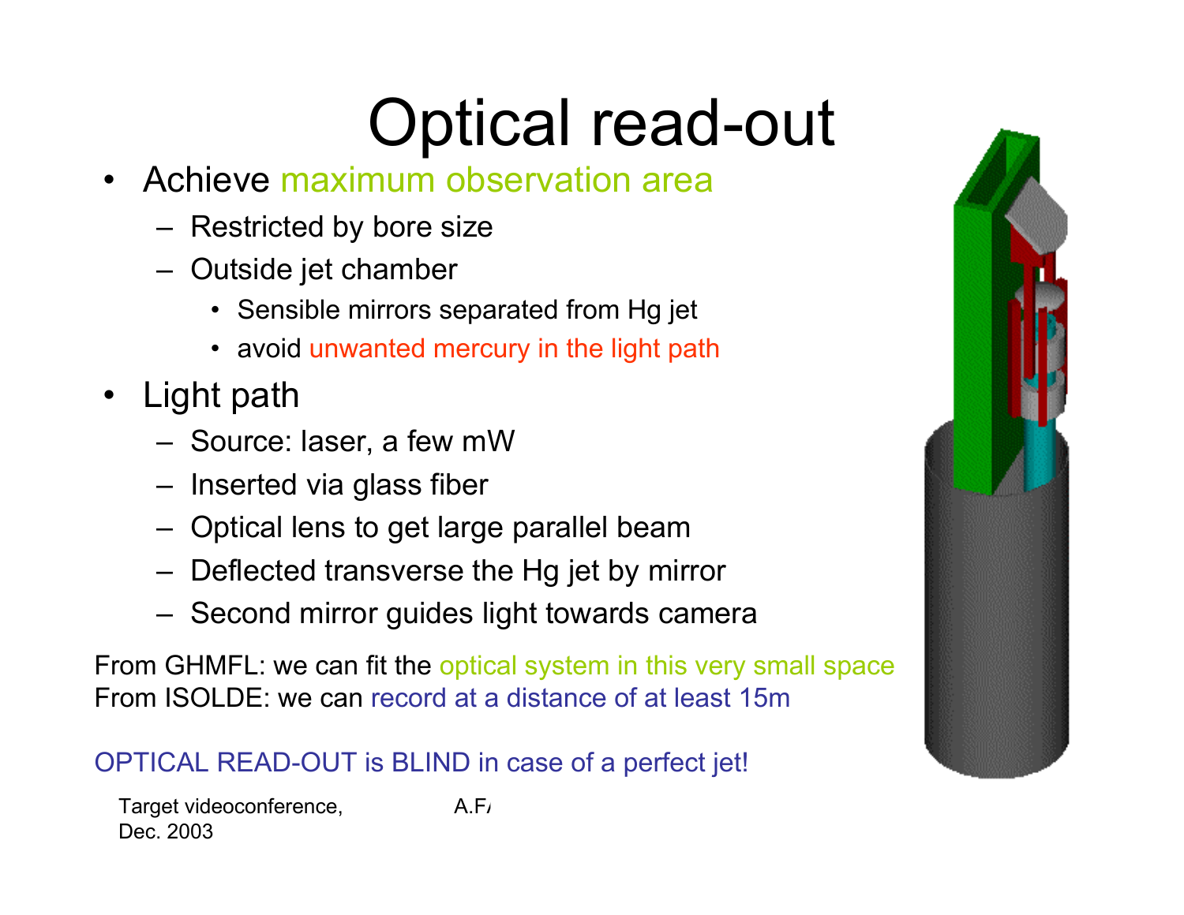# Optical read-out

- Achieve maximum observation area
  - Restricted by bore size
  - Outside jet chamber
    - Sensible mirrors separated from Hg jet
    - avoid unwanted mercury in the light path
- Light path
  - Source: laser, a few mW
  - Inserted via glass fiber
  - Optical lens to get large parallel beam
  - Deflected transverse the Hg jet by mirror
  - Second mirror guides light towards camera

From GHMFL: we can fit the optical system in this very small space
From ISOLDE: we can record at a distance of at least 15m

OPTICAL READ-OUT is BLIND in case of a perfect jet!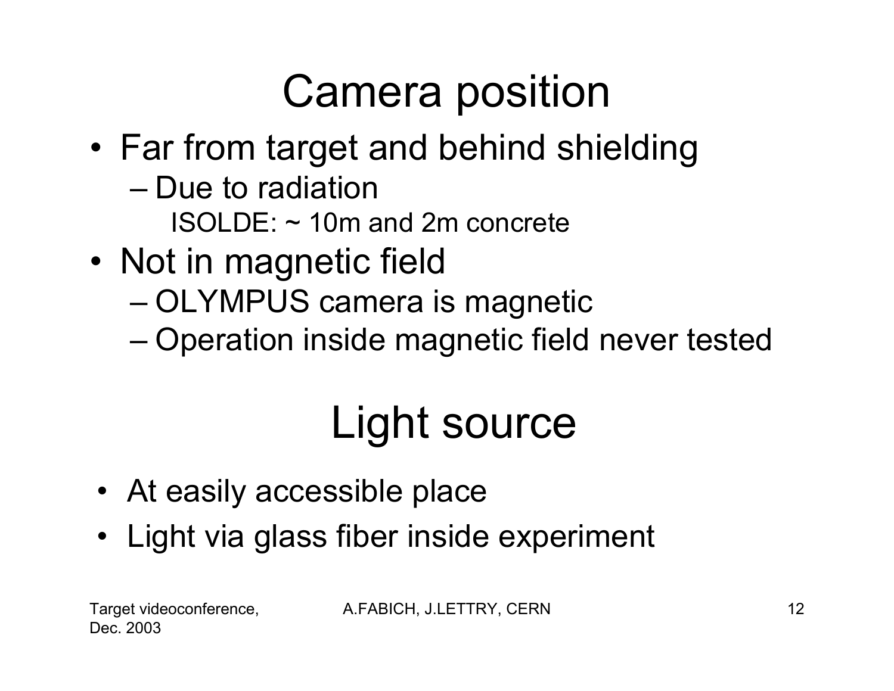# Camera position

- Far from target and behind shielding
  - Due to radiation
    
    ISOLDE: ~ 10m and 2m concrete
- Not in magnetic field
  - OLYMPUS camera is magnetic
  - Operation inside magnetic field never tested

# Light source

- At easily accessible place
- Light via glass fiber inside experiment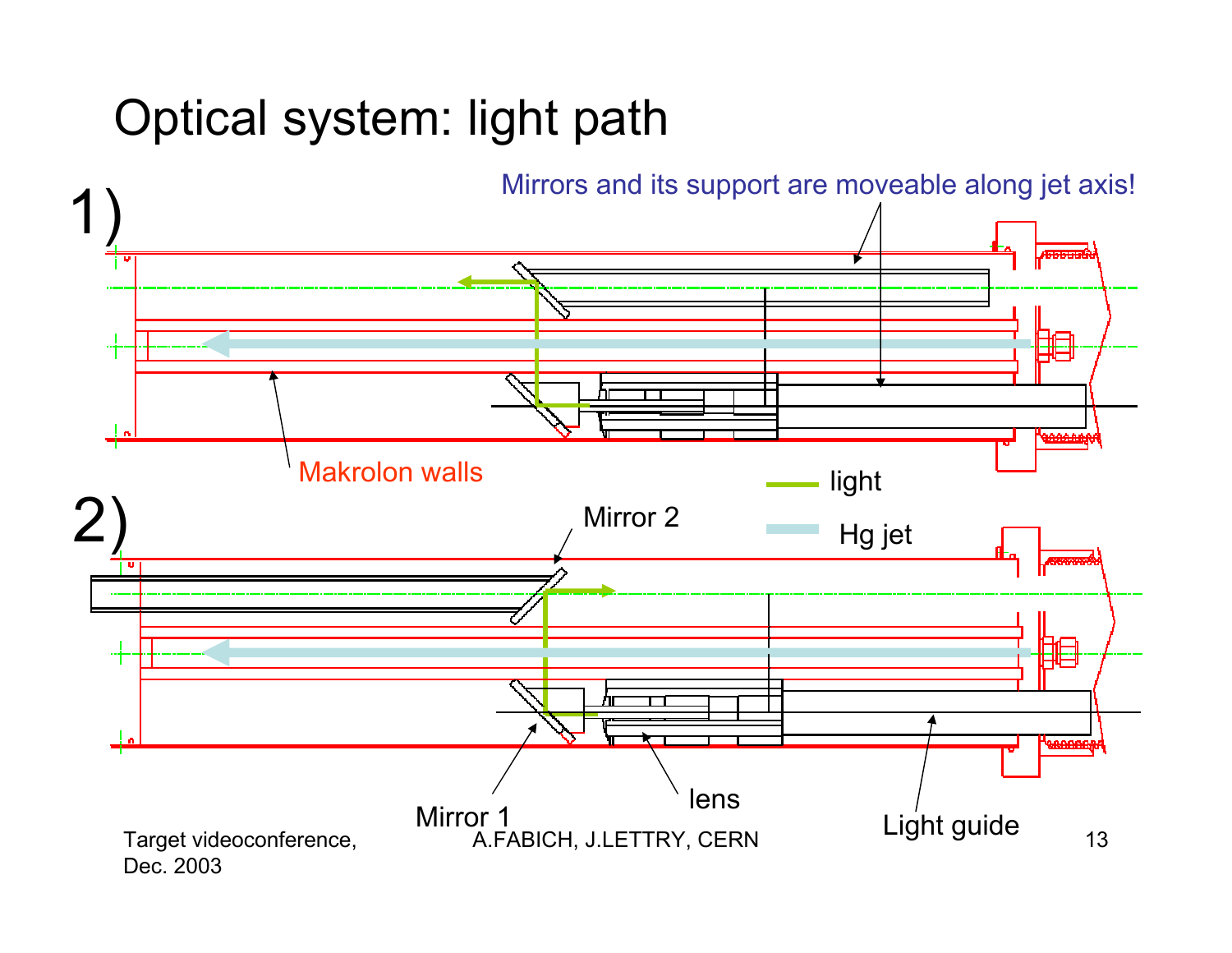# Optical system: light path

1)

Mirrors and its support are moveable along jet axis!

Makrolon walls

2)

Mirror 2

light

Hg jet

Mirror 1

lens

Light guide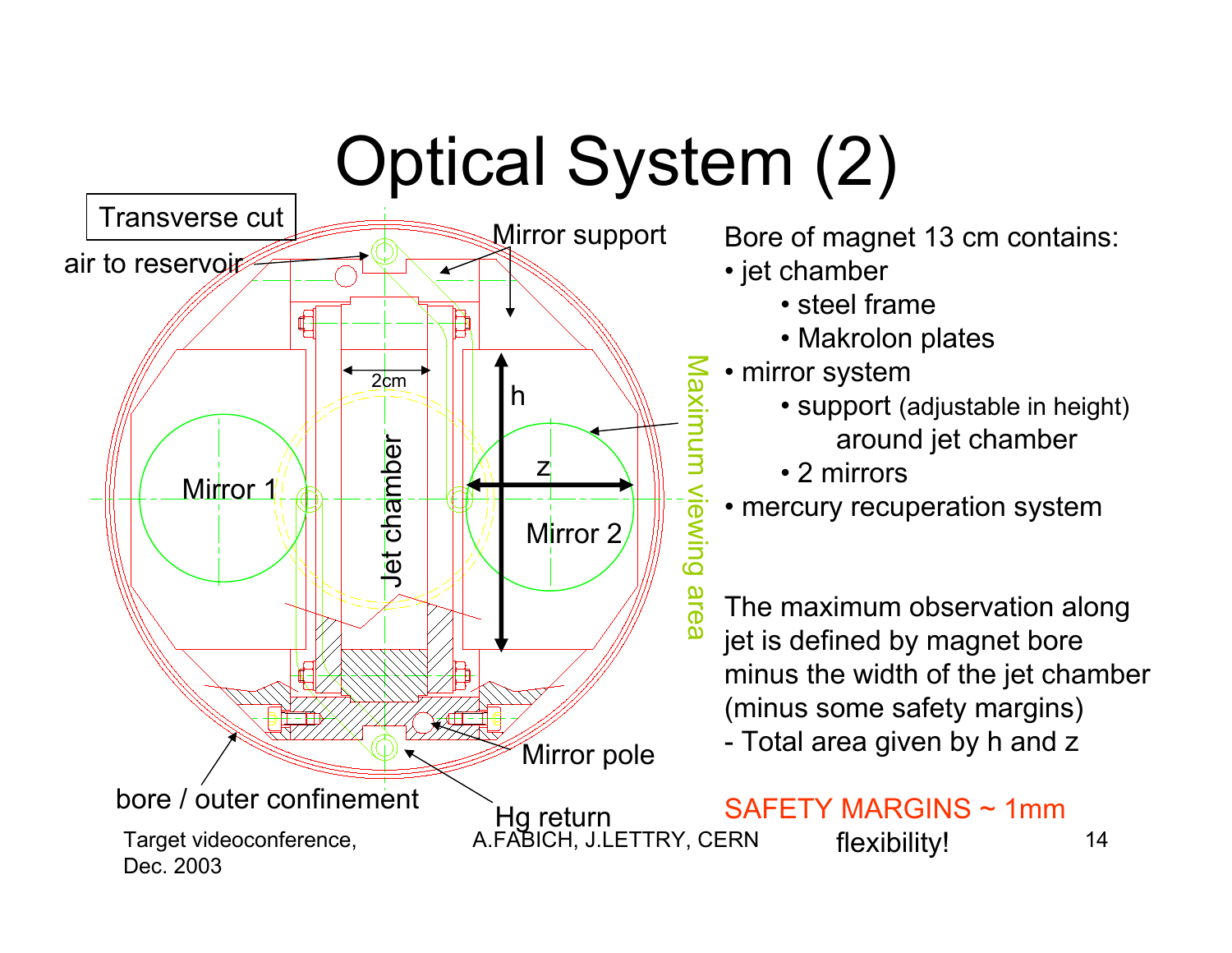# Optical System (2)

Transverse cut

air to reservoir

Mirror support

2cm

h

z

Mirror 1

Jet chamber

Mirror 2

Maximum viewing area

Mirror pole

bore / outer confinement

Hg return

Bore of magnet 13 cm contains:

- jet chamber
    - steel frame
    - Makrolon plates
- mirror system
    - support (adjustable in height) around jet chamber
    - 2 mirrors
- mercury recuperation system

The maximum observation along jet is defined by magnet bore minus the width of the jet chamber (minus some safety margins)
- Total area given by h and z

SAFETY MARGINS ~ 1mm

flexibility!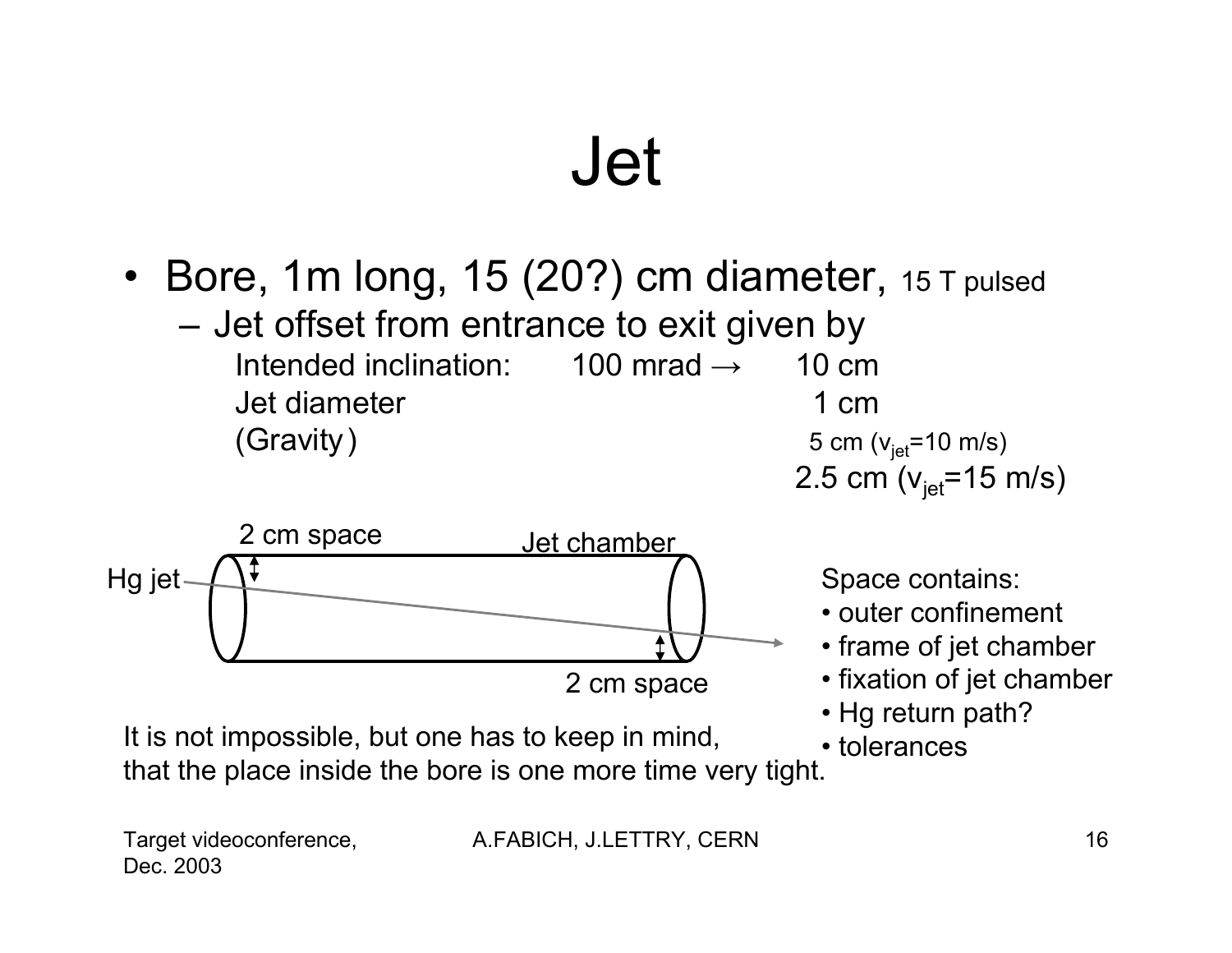# Jet

- Bore, 1m long, 15 (20?) cm diameter, 15 T pulsed
  - Jet offset from entrance to exit given by

| | | |
|---|---|---|
| Intended inclination: | 100 mrad → | 10 cm |
| Jet diameter | | 1 cm |
| (Gravity) | | 5 cm ($v_{jet}$=10 m/s) |
| | | 2.5 cm ($v_{jet}$=15 m/s) |

2 cm space

Jet chamber

Hg jet

2 cm space

Space contains:

- outer confinement
- frame of jet chamber
- fixation of jet chamber
- Hg return path?
- tolerances

It is not impossible, but one has to keep in mind, that the place inside the bore is one more time very tight.

Target videoconference, Dec. 2003 — A.FABICH, J.LETTRY, CERN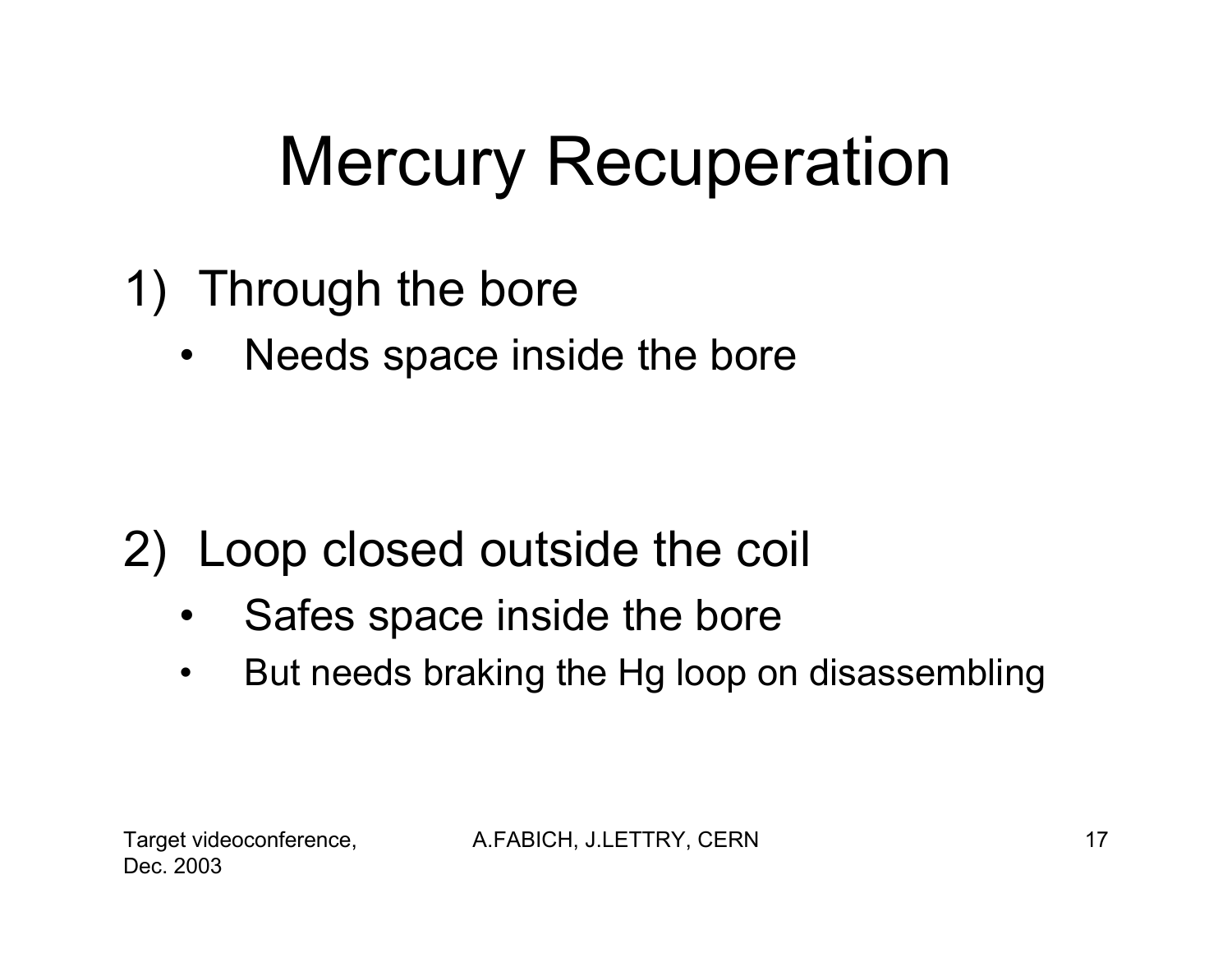# Mercury Recuperation

1) Through the bore
   - Needs space inside the bore

2) Loop closed outside the coil
   - Safes space inside the bore
   - But needs braking the Hg loop on disassembling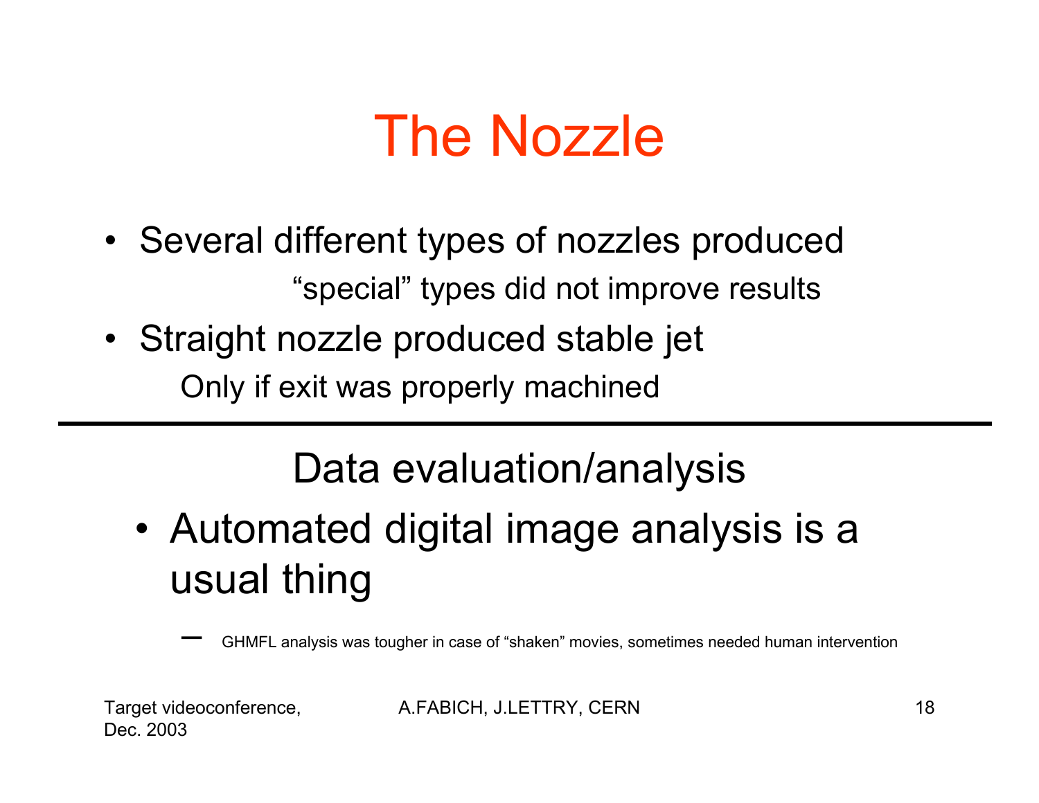# The Nozzle

- Several different types of nozzles produced

  "special" types did not improve results

- Straight nozzle produced stable jet

  Only if exit was properly machined

---

## Data evaluation/analysis

- Automated digital image analysis is a usual thing
  - GHMFL analysis was tougher in case of "shaken" movies, sometimes needed human intervention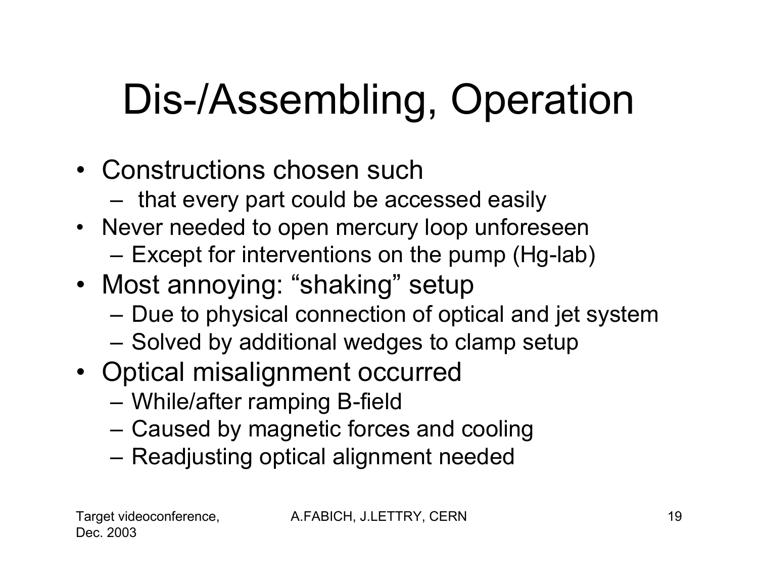# Dis-/Assembling, Operation

- Constructions chosen such
  - that every part could be accessed easily
- Never needed to open mercury loop unforeseen
  - Except for interventions on the pump (Hg-lab)
- Most annoying: “shaking” setup
  - Due to physical connection of optical and jet system
  - Solved by additional wedges to clamp setup
- Optical misalignment occurred
  - While/after ramping B-field
  - Caused by magnetic forces and cooling
  - Readjusting optical alignment needed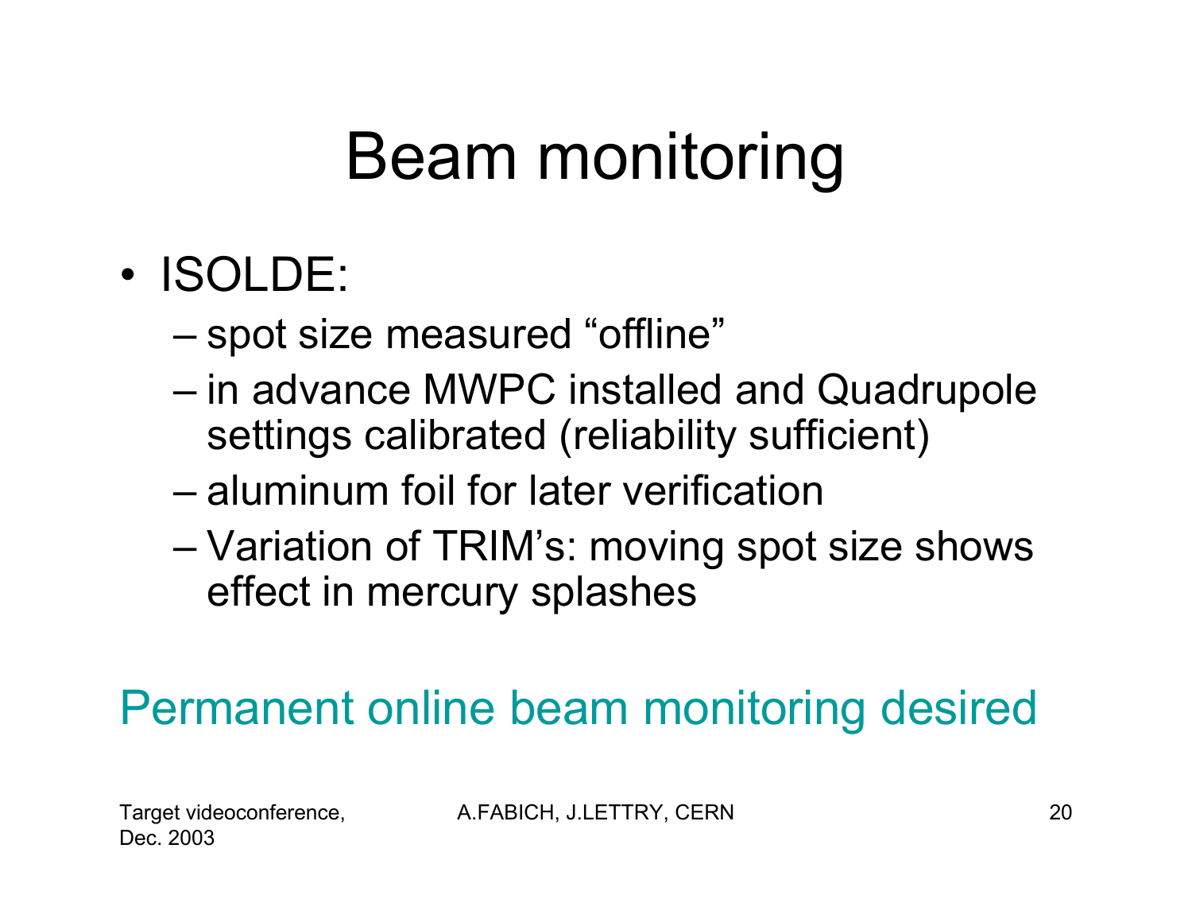# Beam monitoring

- ISOLDE:
  - spot size measured “offline”
  - in advance MWPC installed and Quadrupole settings calibrated (reliability sufficient)
  - aluminum foil for later verification
  - Variation of TRIM’s: moving spot size shows effect in mercury splashes

Permanent online beam monitoring desired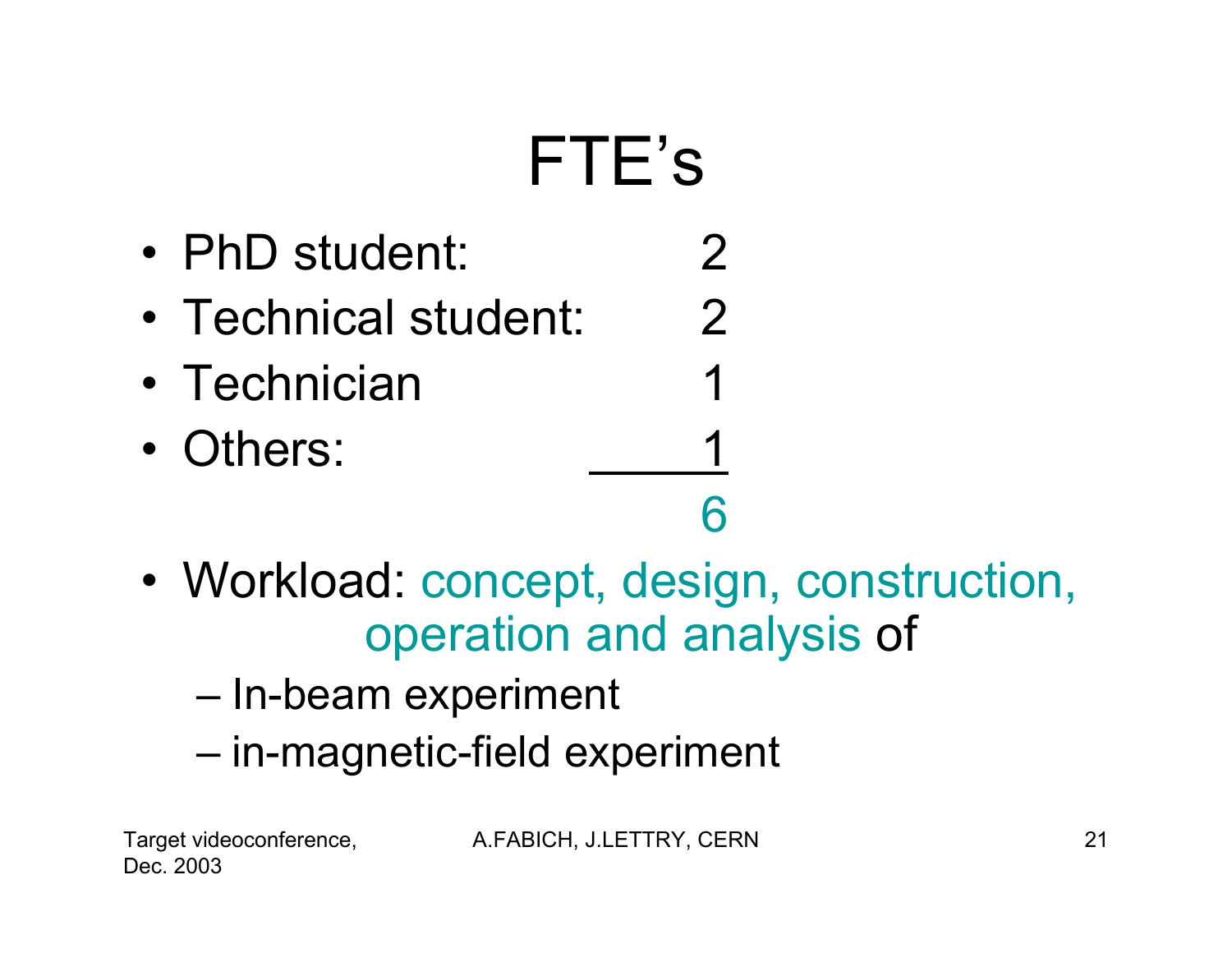# FTE's

- PhD student: 2
- Technical student: 2
- Technician 1
- Others: 1

  6

- Workload: concept, design, construction, operation and analysis of
  - In-beam experiment
  - in-magnetic-field experiment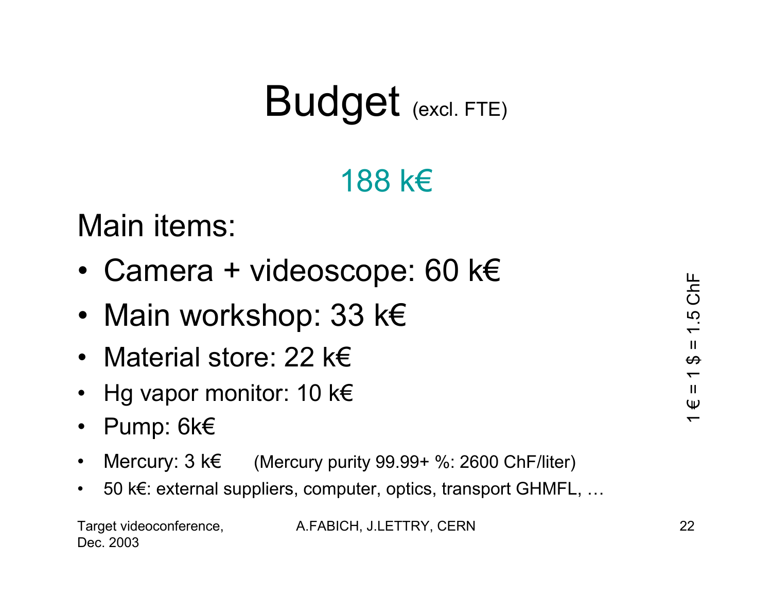# Budget (excl. FTE)

188 k€

Main items:

- Camera + videoscope: 60 k€
- Main workshop: 33 k€
- Material store: 22 k€
- Hg vapor monitor: 10 k€
- Pump: 6k€
- Mercury: 3 k€ (Mercury purity 99.99+ %: 2600 ChF/liter)
- 50 k€: external suppliers, computer, optics, transport GHMFL, …

1 € = 1 $ = 1.5 ChF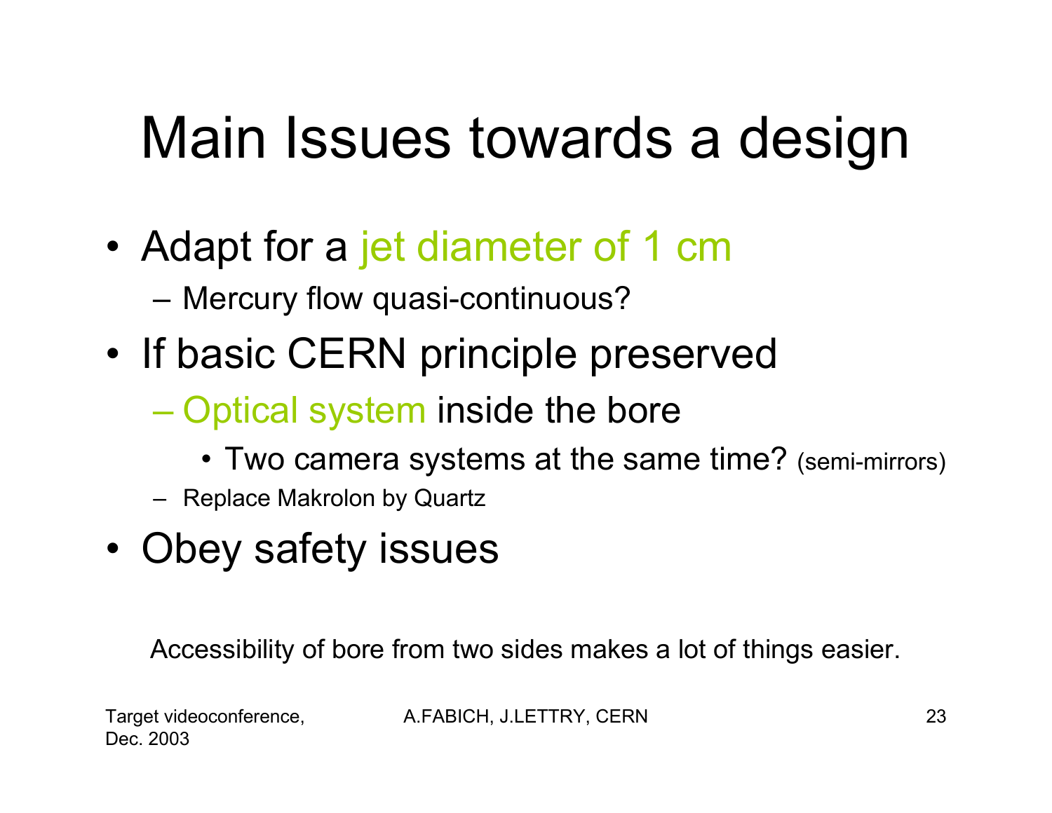# Main Issues towards a design

- Adapt for a jet diameter of 1 cm
  - Mercury flow quasi-continuous?
- If basic CERN principle preserved
  - Optical system inside the bore
    - Two camera systems at the same time? (semi-mirrors)
  - Replace Makrolon by Quartz
- Obey safety issues

Accessibility of bore from two sides makes a lot of things easier.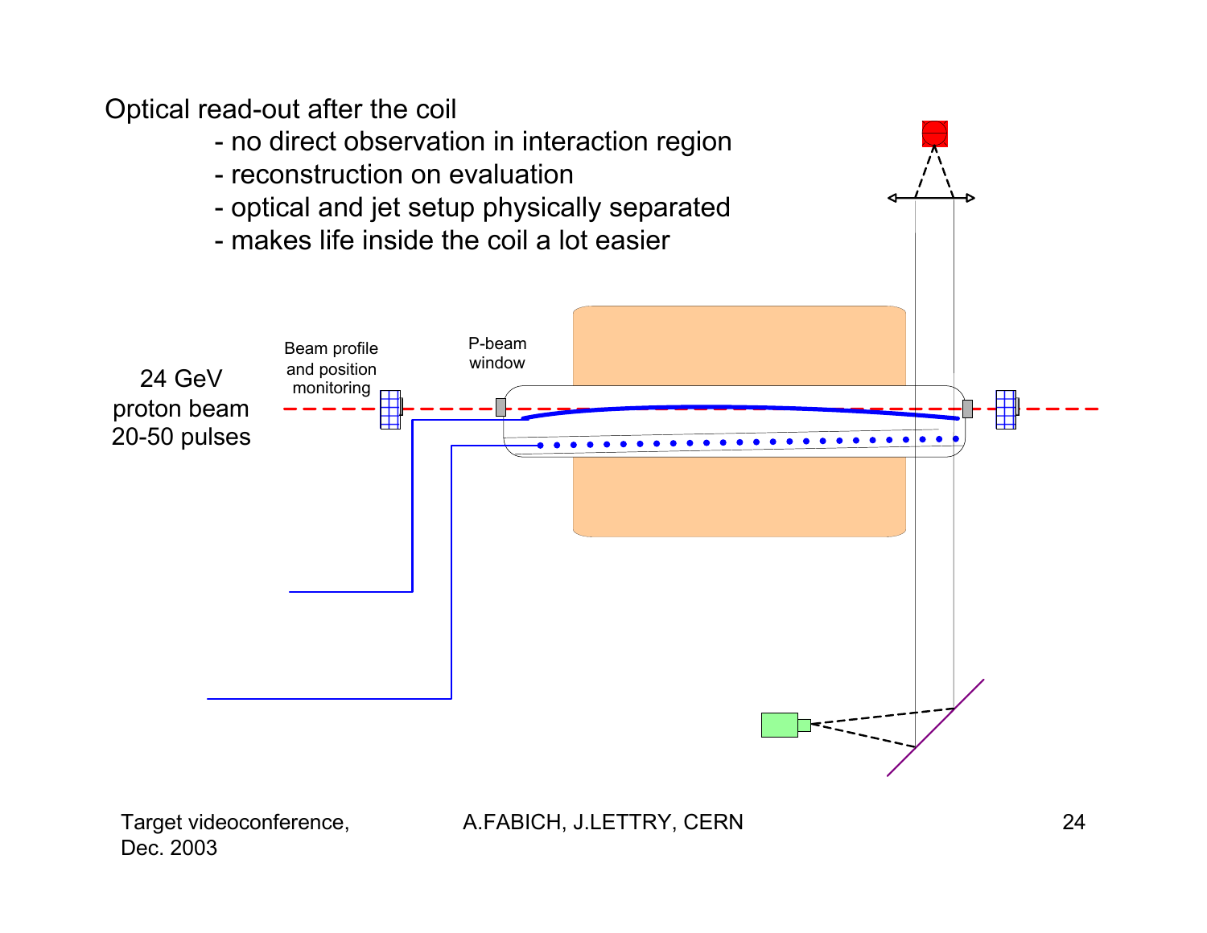Optical read-out after the coil

- no direct observation in interaction region
- reconstruction on evaluation
- optical and jet setup physically separated
- makes life inside the coil a lot easier

24 GeV proton beam 20-50 pulses

Beam profile and position monitoring

P-beam window